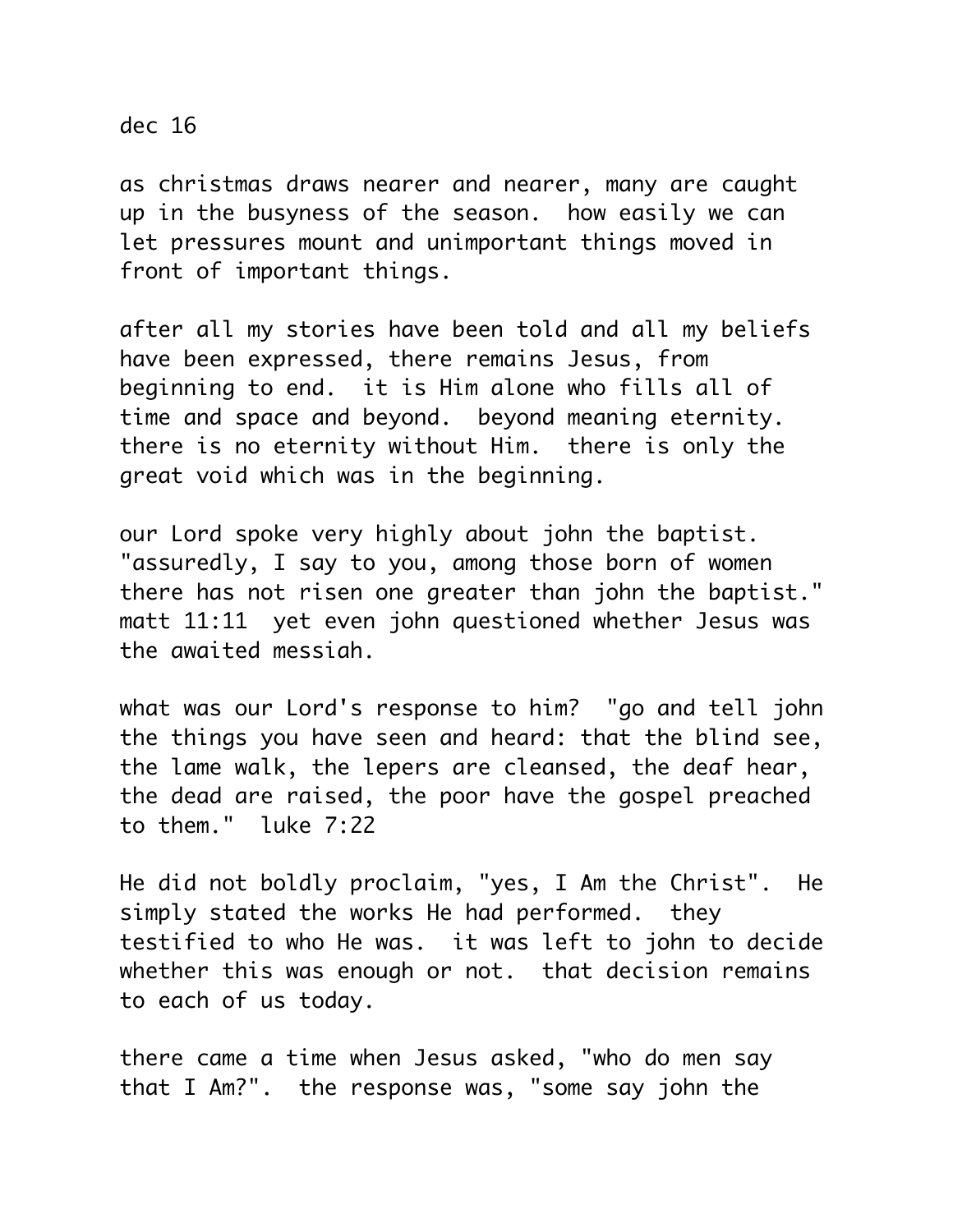dec 16

as christmas draws nearer and nearer, many are caught up in the busyness of the season.  how easily we can let pressures mount and unimportant things moved in front of important things.

after all my stories have been told and all my beliefs have been expressed, there remains Jesus, from beginning to end.  it is Him alone who fills all of time and space and beyond.  beyond meaning eternity. there is no eternity without Him.  there is only the great void which was in the beginning.

our Lord spoke very highly about john the baptist. "assuredly, I say to you, among those born of women there has not risen one greater than john the baptist." matt 11:11  yet even john questioned whether Jesus was the awaited messiah.

what was our Lord's response to him?  "go and tell john the things you have seen and heard: that the blind see, the lame walk, the lepers are cleansed, the deaf hear, the dead are raised, the poor have the gospel preached to them."  luke 7:22

He did not boldly proclaim, "yes, I Am the Christ".  He simply stated the works He had performed.  they testified to who He was.  it was left to john to decide whether this was enough or not.  that decision remains to each of us today.

there came a time when Jesus asked, "who do men say that I Am?".  the response was, "some say john the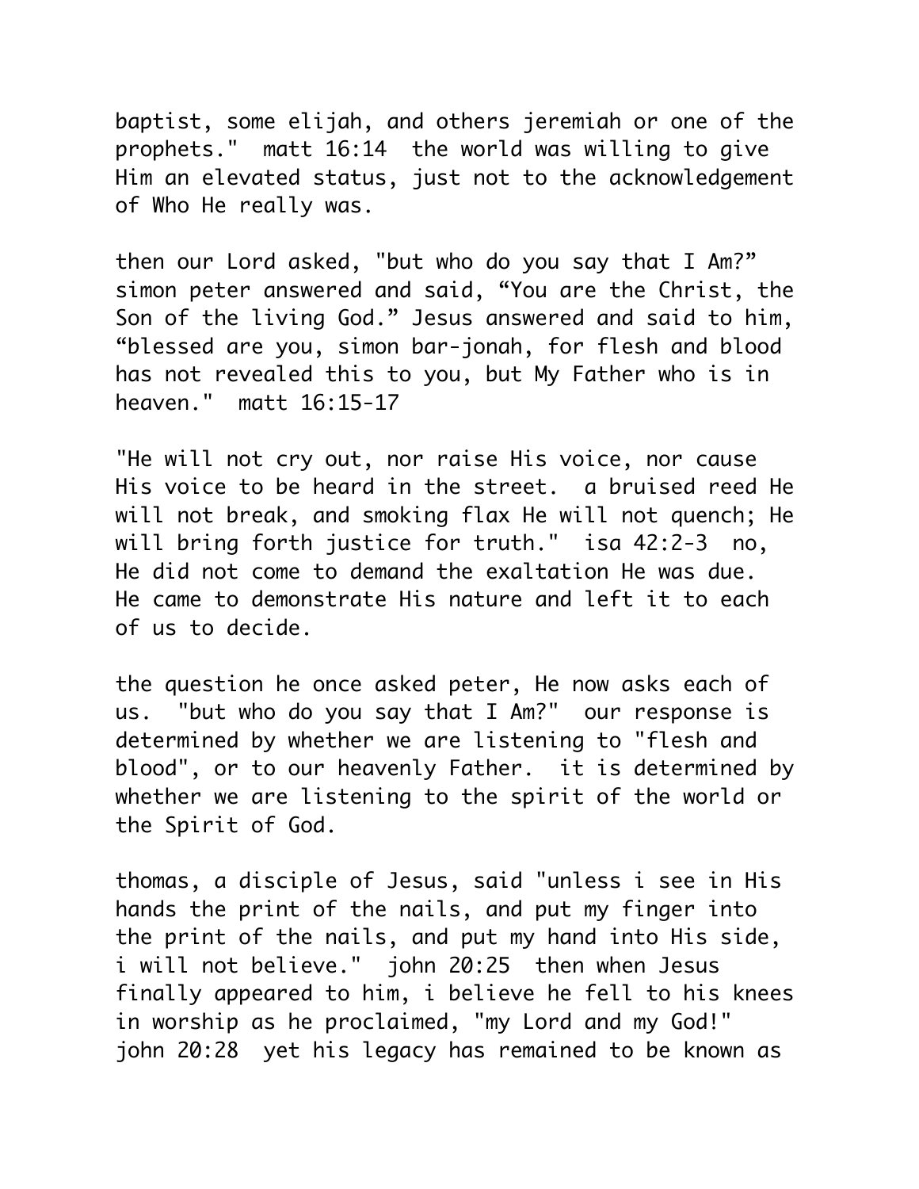baptist, some elijah, and others jeremiah or one of the prophets."  matt 16:14  the world was willing to give Him an elevated status, just not to the acknowledgement of Who He really was.

then our Lord asked, "but who do you say that I Am?" simon peter answered and said, "You are the Christ, the Son of the living God." Jesus answered and said to him, "blessed are you, simon bar-jonah, for flesh and blood has not revealed this to you, but My Father who is in heaven."  matt 16:15-17

"He will not cry out, nor raise His voice, nor cause His voice to be heard in the street.  a bruised reed He will not break, and smoking flax He will not quench; He will bring forth justice for truth."  isa 42:2-3  no, He did not come to demand the exaltation He was due. He came to demonstrate His nature and left it to each of us to decide.

the question he once asked peter, He now asks each of us.  "but who do you say that I Am?"  our response is determined by whether we are listening to "flesh and blood", or to our heavenly Father.  it is determined by whether we are listening to the spirit of the world or the Spirit of God.

thomas, a disciple of Jesus, said "unless i see in His hands the print of the nails, and put my finger into the print of the nails, and put my hand into His side, i will not believe."  john 20:25  then when Jesus finally appeared to him, i believe he fell to his knees in worship as he proclaimed, "my Lord and my God!" john 20:28  yet his legacy has remained to be known as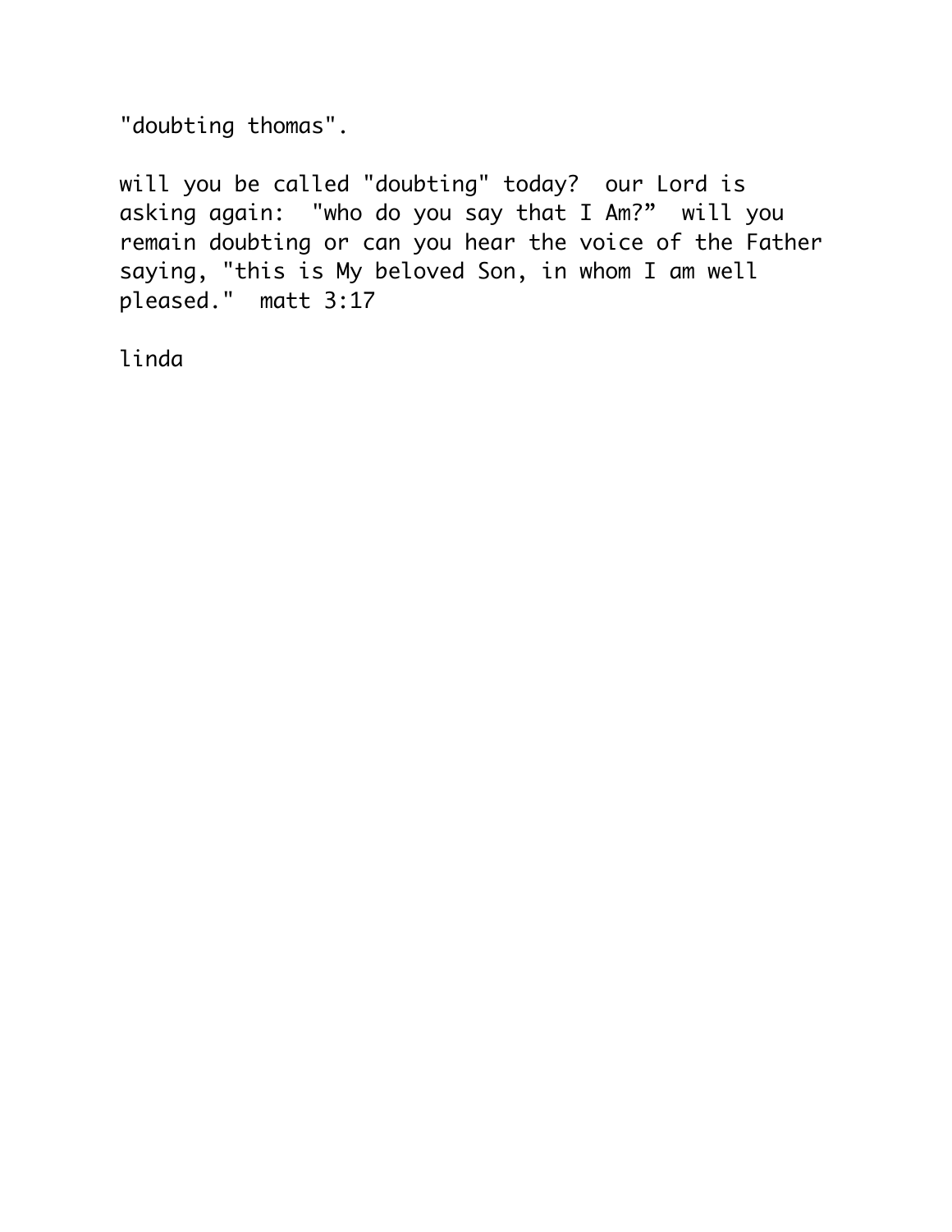"doubting thomas".

will you be called "doubting" today?  our Lord is asking again:  "who do you say that I Am?"  will you remain doubting or can you hear the voice of the Father saying, "this is My beloved Son, in whom I am well pleased."  matt 3:17

linda